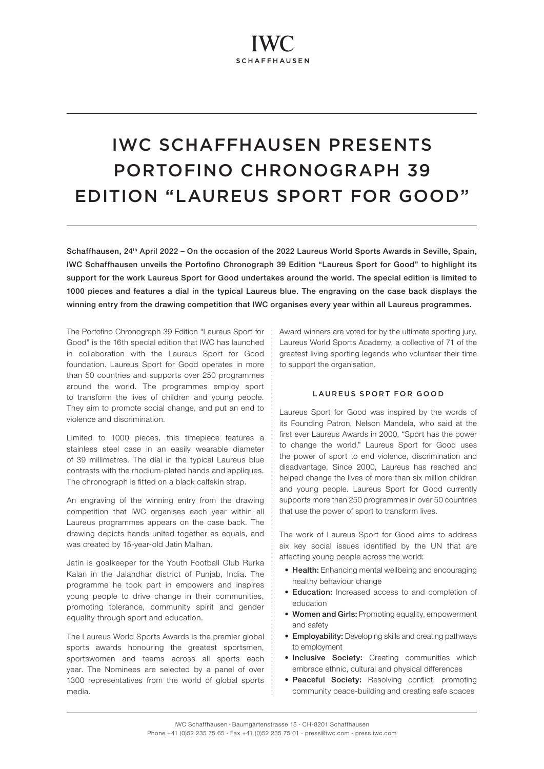# IWC SCHAFFHAUSEN PRESENTS PORTOFINO CHRONOGRAPH 39 EDITION "LAUREUS SPORT FOR GOOD"

**Schaffhausen, 24th April 2022 – On the occasion of the 2022 Laureus World Sports Awards in Seville, Spain, IWC Schaffhausen unveils the Portofino Chronograph 39 Edition "Laureus Sport for Good" to highlight its support for the work Laureus Sport for Good undertakes around the world. The special edition is limited to 1000 pieces and features a dial in the typical Laureus blue. The engraving on the case back displays the winning entry from the drawing competition that IWC organises every year within all Laureus programmes.**

The Portofino Chronograph 39 Edition "Laureus Sport for Good" is the 16th special edition that IWC has launched in collaboration with the Laureus Sport for Good foundation. Laureus Sport for Good operates in more than 50 countries and supports over 250 programmes around the world. The programmes employ sport to transform the lives of children and young people. They aim to promote social change, and put an end to violence and discrimination.

Limited to 1000 pieces, this timepiece features a stainless steel case in an easily wearable diameter of 39 millimetres. The dial in the typical Laureus blue contrasts with the rhodium-plated hands and appliques. The chronograph is fitted on a black calfskin strap.

An engraving of the winning entry from the drawing competition that IWC organises each year within all Laureus programmes appears on the case back. The drawing depicts hands united together as equals, and was created by 15-year-old Jatin Malhan.

Jatin is goalkeeper for the Youth Football Club Rurka Kalan in the Jalandhar district of Punjab, India. The programme he took part in empowers and inspires young people to drive change in their communities, promoting tolerance, community spirit and gender equality through sport and education.

The Laureus World Sports Awards is the premier global sports awards honouring the greatest sportsmen, sportswomen and teams across all sports each year. The Nominees are selected by a panel of over 1300 representatives from the world of global sports media. Award winners are voted for by the ultimate sporting jury, Laureus World Sports Academy, a collective of 71 of the greatest living sporting legends who volunteer their time to support the organisation.

## LAUREUS SPORT FOR GOOD

Laureus Sport for Good was inspired by the words of its Founding Patron, Nelson Mandela, who said at the first ever Laureus Awards in 2000, "Sport has the power to change the world." Laureus Sport for Good uses the power of sport to end violence, discrimination and disadvantage. Since 2000, Laureus has reached and helped change the lives of more than six million children and young people. Laureus Sport for Good currently supports more than 250 programmes in over 50 countries that use the power of sport to transform lives.

The work of Laureus Sport for Good aims to address six key social issues identified by the UN that are affecting young people across the world:

- **Health:** Enhancing mental wellbeing and encouraging healthy behaviour change
- **Education:** Increased access to and completion of education
- **Women and Girls:** Promoting equality, empowerment and safety
- **Employability:** Developing skills and creating pathways to employment
- **Inclusive Society:** Creating communities which embrace ethnic, cultural and physical differences
- **Peaceful Society:** Resolving conflict, promoting community peace-building and creating safe spaces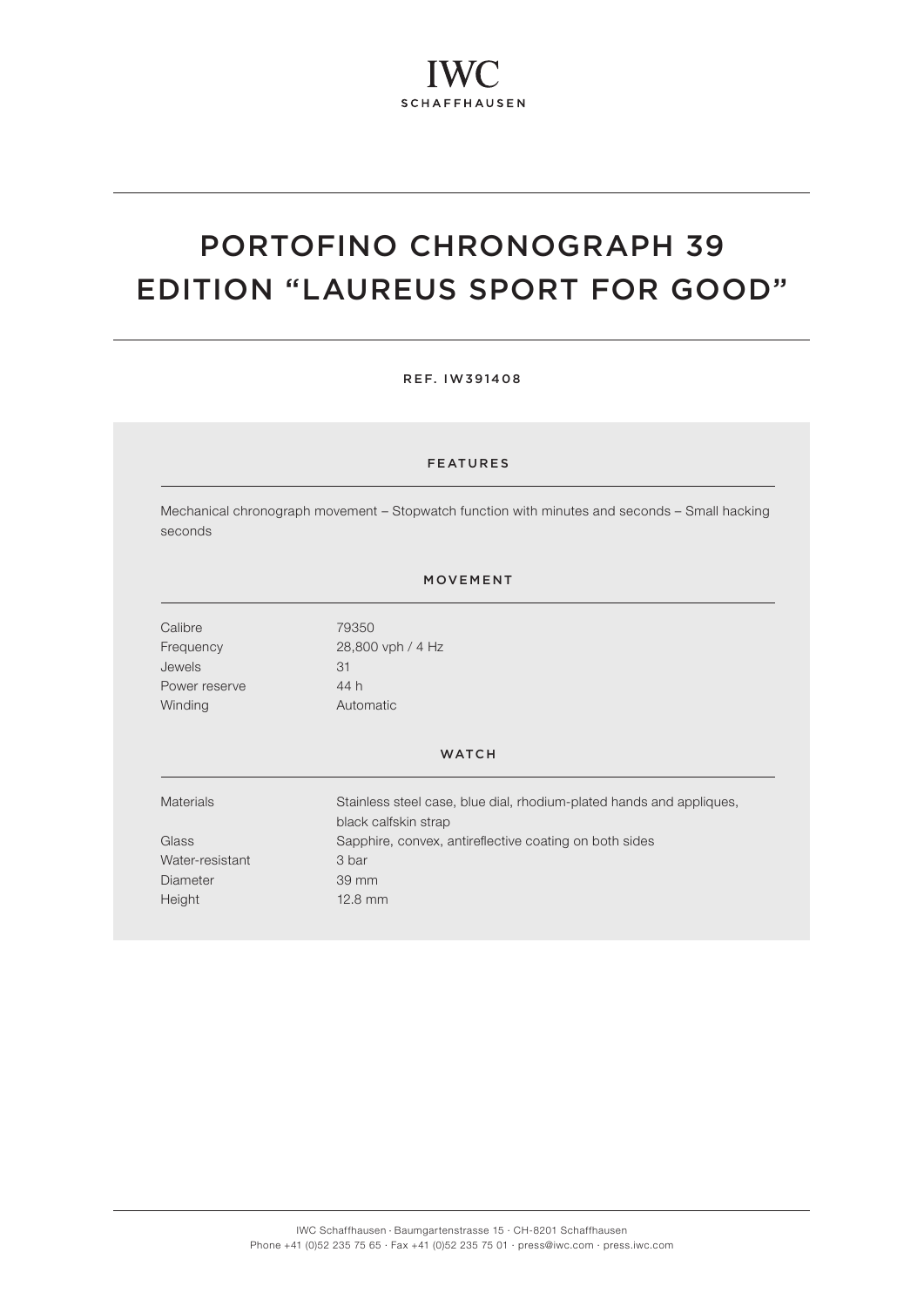# PORTOFINO CHRONOGRAPH 39 EDITION "LAUREUS SPORT FOR GOOD"

REF. IW391408

## FEATURES

Mechanical chronograph movement – Stopwatch function with minutes and seconds – Small hacking seconds

## MOVEMENT

| | |
|---|---|
| Calibre | 79350 |
| Frequency | 28,800 vph / 4 Hz |
| Jewels | 31 |
| Power reserve | 44 h |
| Winding | Automatic |

## WATCH

| | |
|---|---|
| Materials | Stainless steel case, blue dial, rhodium-plated hands and appliques, black calfskin strap |
| Glass | Sapphire, convex, antireflective coating on both sides |
| Water-resistant | 3 bar |
| Diameter | 39 mm |
| Height | 12.8 mm |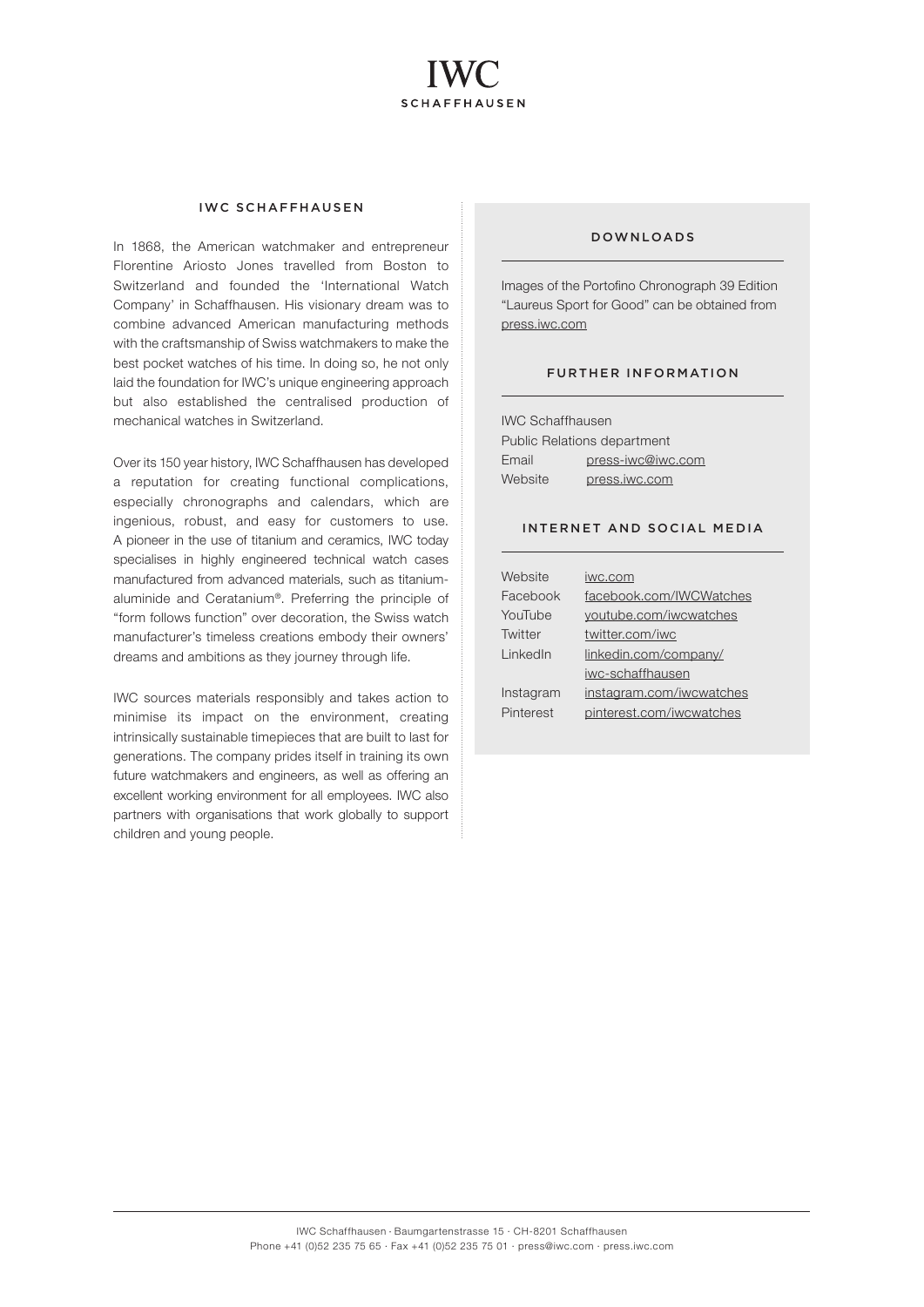## IWC SCHAFFHAUSEN

In 1868, the American watchmaker and entrepreneur Florentine Ariosto Jones travelled from Boston to Switzerland and founded the 'International Watch Company' in Schaffhausen. His visionary dream was to combine advanced American manufacturing methods with the craftsmanship of Swiss watchmakers to make the best pocket watches of his time. In doing so, he not only laid the foundation for IWC's unique engineering approach but also established the centralised production of mechanical watches in Switzerland.

Over its 150 year history, IWC Schaffhausen has developed a reputation for creating functional complications, especially chronographs and calendars, which are ingenious, robust, and easy for customers to use. A pioneer in the use of titanium and ceramics, IWC today specialises in highly engineered technical watch cases manufactured from advanced materials, such as titanium-aluminide and Ceratanium®. Preferring the principle of "form follows function" over decoration, the Swiss watch manufacturer's timeless creations embody their owners' dreams and ambitions as they journey through life.

IWC sources materials responsibly and takes action to minimise its impact on the environment, creating intrinsically sustainable timepieces that are built to last for generations. The company prides itself in training its own future watchmakers and engineers, as well as offering an excellent working environment for all employees. IWC also partners with organisations that work globally to support children and young people.

## DOWNLOADS

Images of the Portofino Chronograph 39 Edition "Laureus Sport for Good" can be obtained from press.iwc.com

## FURTHER INFORMATION

IWC Schaffhausen
Public Relations department

| | |
|---|---|
| Email | press-iwc@iwc.com |
| Website | press.iwc.com |

## INTERNET AND SOCIAL MEDIA

| | |
|---|---|
| Website | iwc.com |
| Facebook | facebook.com/IWCWatches |
| YouTube | youtube.com/iwcwatches |
| Twitter | twitter.com/iwc |
| LinkedIn | linkedin.com/company/iwc-schaffhausen |
| Instagram | instagram.com/iwcwatches |
| Pinterest | pinterest.com/iwcwatches |

IWC Schaffhausen · Baumgartenstrasse 15 · CH-8201 Schaffhausen
Phone +41 (0)52 235 75 65 · Fax +41 (0)52 235 75 01 · press@iwc.com · press.iwc.com